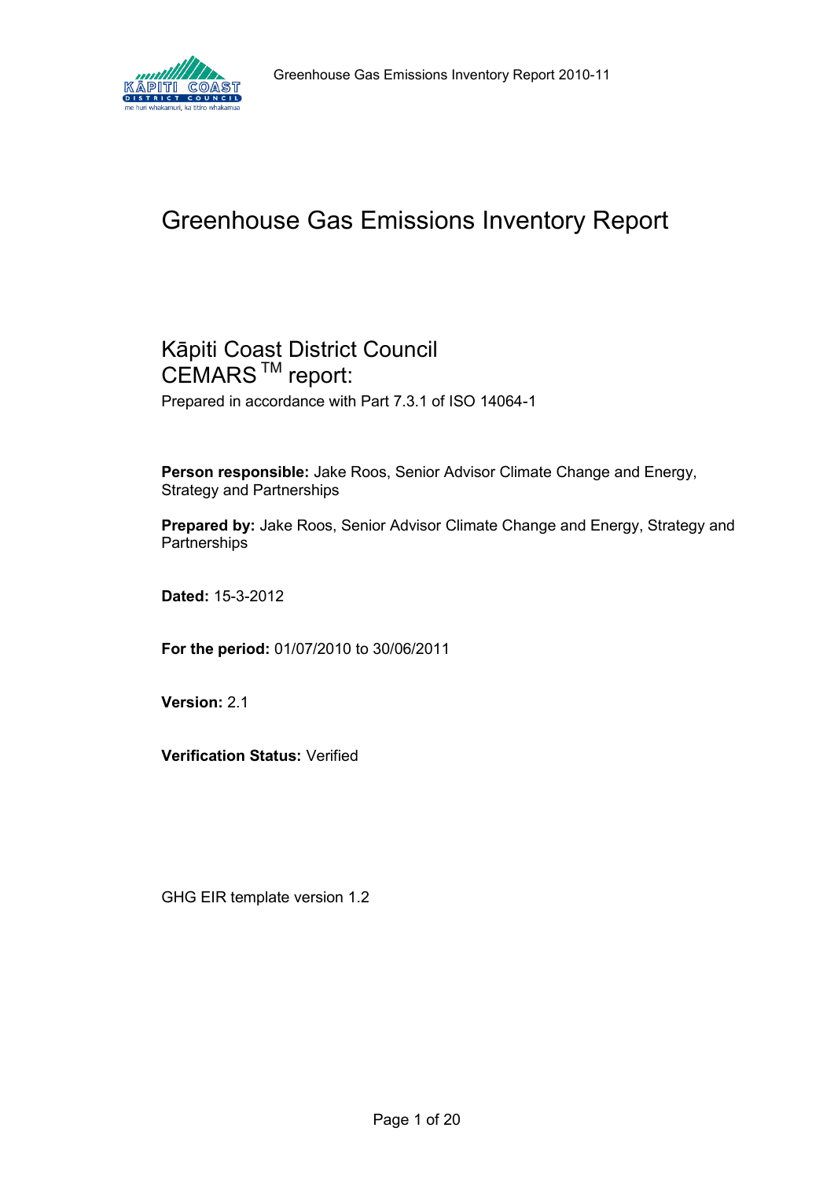# Greenhouse Gas Emissions Inventory Report

## Kāpiti Coast District Council
## CEMARS$^{TM}$ report:

Prepared in accordance with Part 7.3.1 of ISO 14064-1

**Person responsible:** Jake Roos, Senior Advisor Climate Change and Energy, Strategy and Partnerships

**Prepared by:** Jake Roos, Senior Advisor Climate Change and Energy, Strategy and Partnerships

**Dated:** 15-3-2012

**For the period:** 01/07/2010 to 30/06/2011

**Version:** 2.1

**Verification Status:** Verified

GHG EIR template version 1.2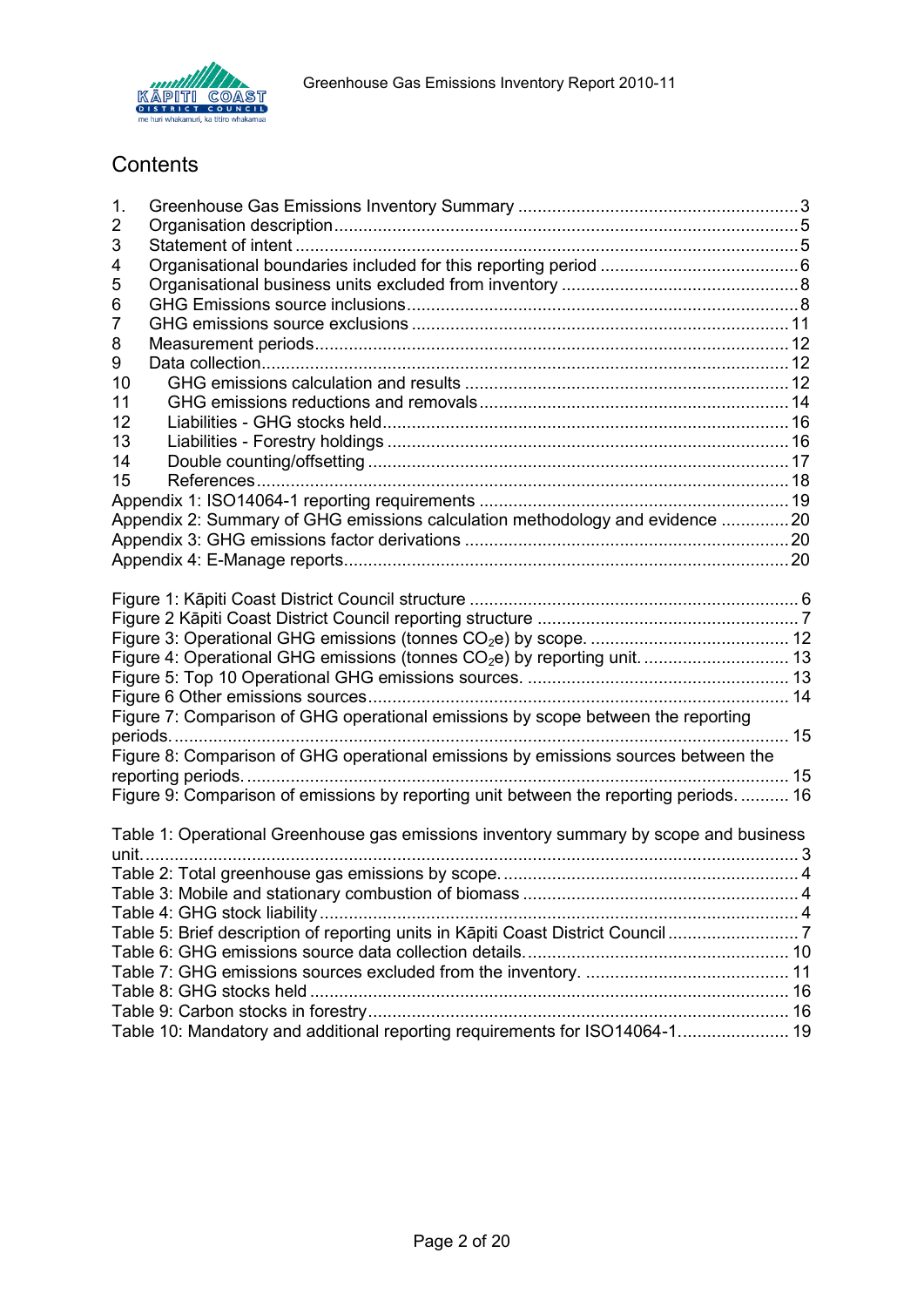# Contents

1. Greenhouse Gas Emissions Inventory Summary ... 3
2 Organisation description ... 5
3 Statement of intent ... 5
4 Organisational boundaries included for this reporting period ... 6
5 Organisational business units excluded from inventory ... 8
6 GHG Emissions source inclusions ... 8
7 GHG emissions source exclusions ... 11
8 Measurement periods ... 12
9 Data collection ... 12
10 GHG emissions calculation and results ... 12
11 GHG emissions reductions and removals ... 14
12 Liabilities - GHG stocks held ... 16
13 Liabilities - Forestry holdings ... 16
14 Double counting/offsetting ... 17
15 References ... 18

Appendix 1: ISO14064-1 reporting requirements ... 19
Appendix 2: Summary of GHG emissions calculation methodology and evidence ... 20
Appendix 3: GHG emissions factor derivations ... 20
Appendix 4: E-Manage reports ... 20

Figure 1: Kāpiti Coast District Council structure ... 6
Figure 2 Kāpiti Coast District Council reporting structure ... 7
Figure 3: Operational GHG emissions (tonnes $CO_2e$) by scope. ... 12
Figure 4: Operational GHG emissions (tonnes $CO_2e$) by reporting unit. ... 13
Figure 5: Top 10 Operational GHG emissions sources. ... 13
Figure 6 Other emissions sources ... 14
Figure 7: Comparison of GHG operational emissions by scope between the reporting periods. ... 15
Figure 8: Comparison of GHG operational emissions by emissions sources between the reporting periods. ... 15
Figure 9: Comparison of emissions by reporting unit between the reporting periods. ... 16

Table 1: Operational Greenhouse gas emissions inventory summary by scope and business unit. ... 3
Table 2: Total greenhouse gas emissions by scope. ... 4
Table 3: Mobile and stationary combustion of biomass ... 4
Table 4: GHG stock liability ... 4
Table 5: Brief description of reporting units in Kāpiti Coast District Council ... 7
Table 6: GHG emissions source data collection details. ... 10
Table 7: GHG emissions sources excluded from the inventory. ... 11
Table 8: GHG stocks held ... 16
Table 9: Carbon stocks in forestry ... 16
Table 10: Mandatory and additional reporting requirements for ISO14064-1 ... 19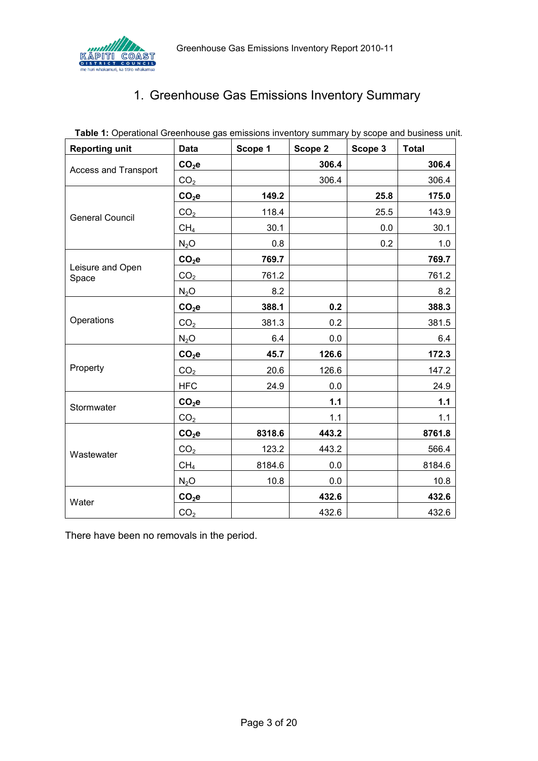# 1. Greenhouse Gas Emissions Inventory Summary

**Table 1:** Operational Greenhouse gas emissions inventory summary by scope and business unit.

| Reporting unit | Data | Scope 1 | Scope 2 | Scope 3 | Total |
|---|---|---|---|---|---|
| Access and Transport | **$CO_2e$** | | **306.4** | | **306.4** |
| | $CO_2$ | | 306.4 | | 306.4 |
| General Council | **$CO_2e$** | **149.2** | | **25.8** | **175.0** |
| | $CO_2$ | 118.4 | | 25.5 | 143.9 |
| | $CH_4$ | 30.1 | | 0.0 | 30.1 |
| | $N_2O$ | 0.8 | | 0.2 | 1.0 |
| Leisure and Open Space | **$CO_2e$** | **769.7** | | | **769.7** |
| | $CO_2$ | 761.2 | | | 761.2 |
| | $N_2O$ | 8.2 | | | 8.2 |
| Operations | **$CO_2e$** | **388.1** | **0.2** | | **388.3** |
| | $CO_2$ | 381.3 | 0.2 | | 381.5 |
| | $N_2O$ | 6.4 | 0.0 | | 6.4 |
| Property | **$CO_2e$** | **45.7** | **126.6** | | **172.3** |
| | $CO_2$ | 20.6 | 126.6 | | 147.2 |
| | HFC | 24.9 | 0.0 | | 24.9 |
| Stormwater | **$CO_2e$** | | **1.1** | | **1.1** |
| | $CO_2$ | | 1.1 | | 1.1 |
| Wastewater | **$CO_2e$** | **8318.6** | **443.2** | | **8761.8** |
| | $CO_2$ | 123.2 | 443.2 | | 566.4 |
| | $CH_4$ | 8184.6 | 0.0 | | 8184.6 |
| | $N_2O$ | 10.8 | 0.0 | | 10.8 |
| Water | **$CO_2e$** | | **432.6** | | **432.6** |
| | $CO_2$ | | 432.6 | | 432.6 |

There have been no removals in the period.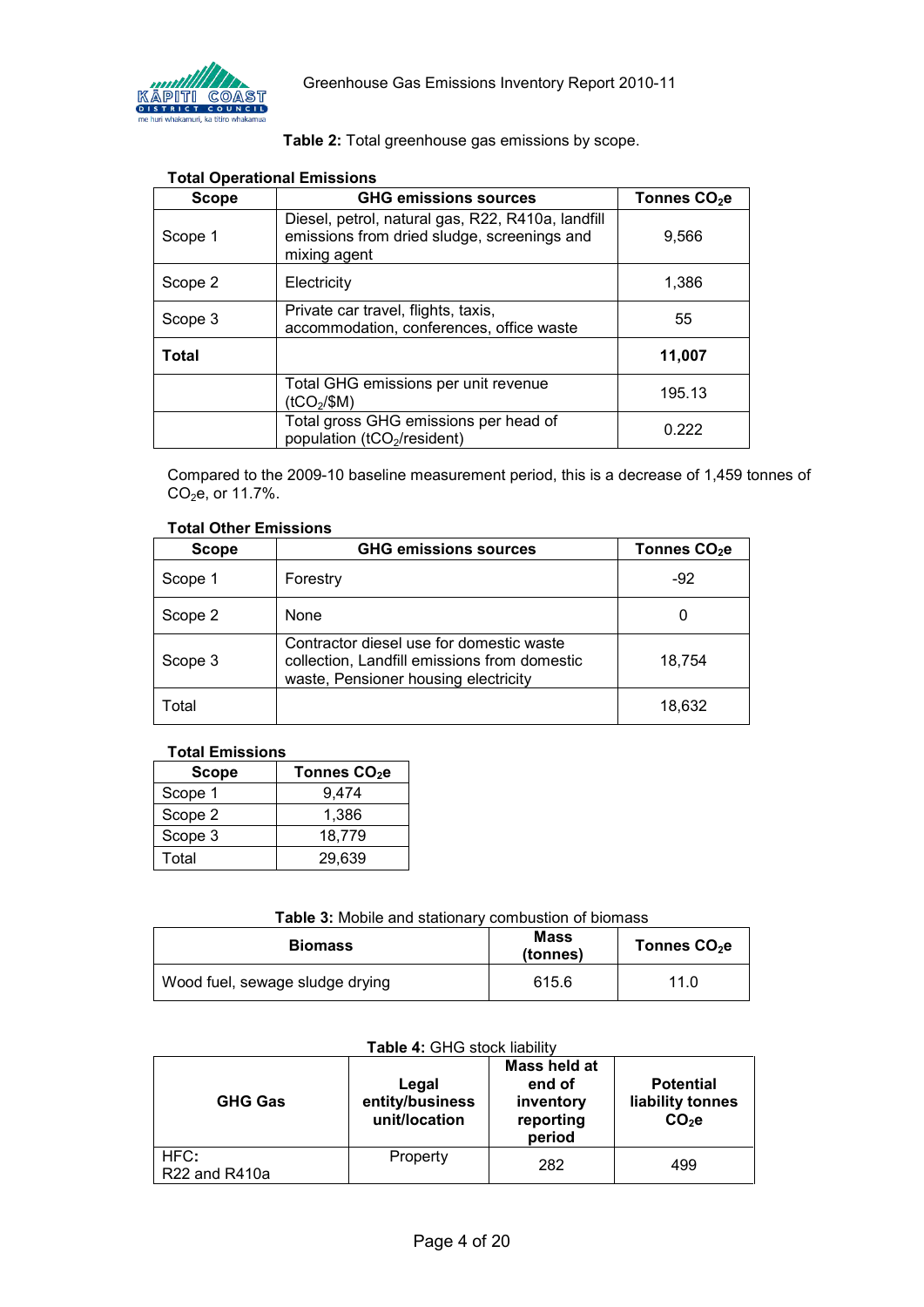**Table 2:** Total greenhouse gas emissions by scope.

**Total Operational Emissions**

| Scope | GHG emissions sources | Tonnes $CO_2e$ |
|---|---|---|
| Scope 1 | Diesel, petrol, natural gas, R22, R410a, landfill emissions from dried sludge, screenings and mixing agent | 9,566 |
| Scope 2 | Electricity | 1,386 |
| Scope 3 | Private car travel, flights, taxis, accommodation, conferences, office waste | 55 |
| **Total** | | **11,007** |
| | Total GHG emissions per unit revenue ($tCO_2$/$M) | 195.13 |
| | Total gross GHG emissions per head of population ($tCO_2$/resident) | 0.222 |

Compared to the 2009-10 baseline measurement period, this is a decrease of 1,459 tonnes of $CO_2e$, or 11.7%.

**Total Other Emissions**

| Scope | GHG emissions sources | Tonnes $CO_2e$ |
|---|---|---|
| Scope 1 | Forestry | -92 |
| Scope 2 | None | 0 |
| Scope 3 | Contractor diesel use for domestic waste collection, Landfill emissions from domestic waste, Pensioner housing electricity | 18,754 |
| Total | | 18,632 |

**Total Emissions**

| Scope | Tonnes $CO_2e$ |
|---|---|
| Scope 1 | 9,474 |
| Scope 2 | 1,386 |
| Scope 3 | 18,779 |
| Total | 29,639 |

**Table 3:** Mobile and stationary combustion of biomass

| Biomass | Mass (tonnes) | Tonnes $CO_2e$ |
|---|---|---|
| Wood fuel, sewage sludge drying | 615.6 | 11.0 |

**Table 4:** GHG stock liability

| GHG Gas | Legal entity/business unit/location | Mass held at end of inventory reporting period | Potential liability tonnes $CO_2e$ |
|---|---|---|---|
| HFC: R22 and R410a | Property | 282 | 499 |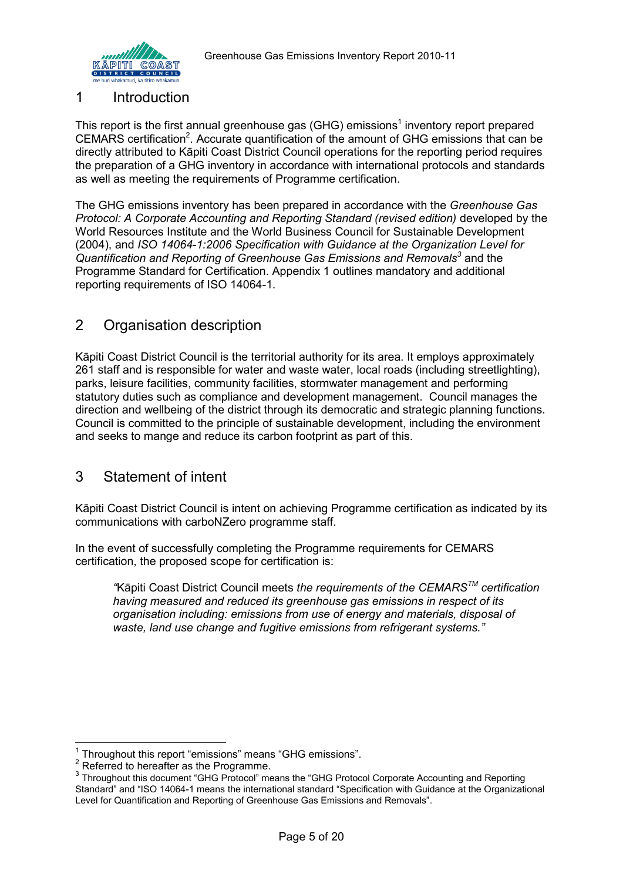# 1 Introduction

This report is the first annual greenhouse gas (GHG) emissions[1] inventory report prepared CEMARS certification[2]. Accurate quantification of the amount of GHG emissions that can be directly attributed to Kāpiti Coast District Council operations for the reporting period requires the preparation of a GHG inventory in accordance with international protocols and standards as well as meeting the requirements of Programme certification.

The GHG emissions inventory has been prepared in accordance with the *Greenhouse Gas Protocol: A Corporate Accounting and Reporting Standard (revised edition)* developed by the World Resources Institute and the World Business Council for Sustainable Development (2004), and *ISO 14064-1:2006 Specification with Guidance at the Organization Level for Quantification and Reporting of Greenhouse Gas Emissions and Removals*[3] and the Programme Standard for Certification. Appendix 1 outlines mandatory and additional reporting requirements of ISO 14064-1.

# 2 Organisation description

Kāpiti Coast District Council is the territorial authority for its area. It employs approximately 261 staff and is responsible for water and waste water, local roads (including streetlighting), parks, leisure facilities, community facilities, stormwater management and performing statutory duties such as compliance and development management. Council manages the direction and wellbeing of the district through its democratic and strategic planning functions. Council is committed to the principle of sustainable development, including the environment and seeks to mange and reduce its carbon footprint as part of this.

# 3 Statement of intent

Kāpiti Coast District Council is intent on achieving Programme certification as indicated by its communications with carboNZero programme staff.

In the event of successfully completing the Programme requirements for CEMARS certification, the proposed scope for certification is:

> *"*Kāpiti Coast District Council meets *the requirements of the CEMARS™ certification having measured and reduced its greenhouse gas emissions in respect of its organisation including: emissions from use of energy and materials, disposal of waste, land use change and fugitive emissions from refrigerant systems."*

---

[1] Throughout this report "emissions" means "GHG emissions".

[2] Referred to hereafter as the Programme.

[3] Throughout this document "GHG Protocol" means the "GHG Protocol Corporate Accounting and Reporting Standard" and "ISO 14064-1 means the international standard "Specification with Guidance at the Organizational Level for Quantification and Reporting of Greenhouse Gas Emissions and Removals".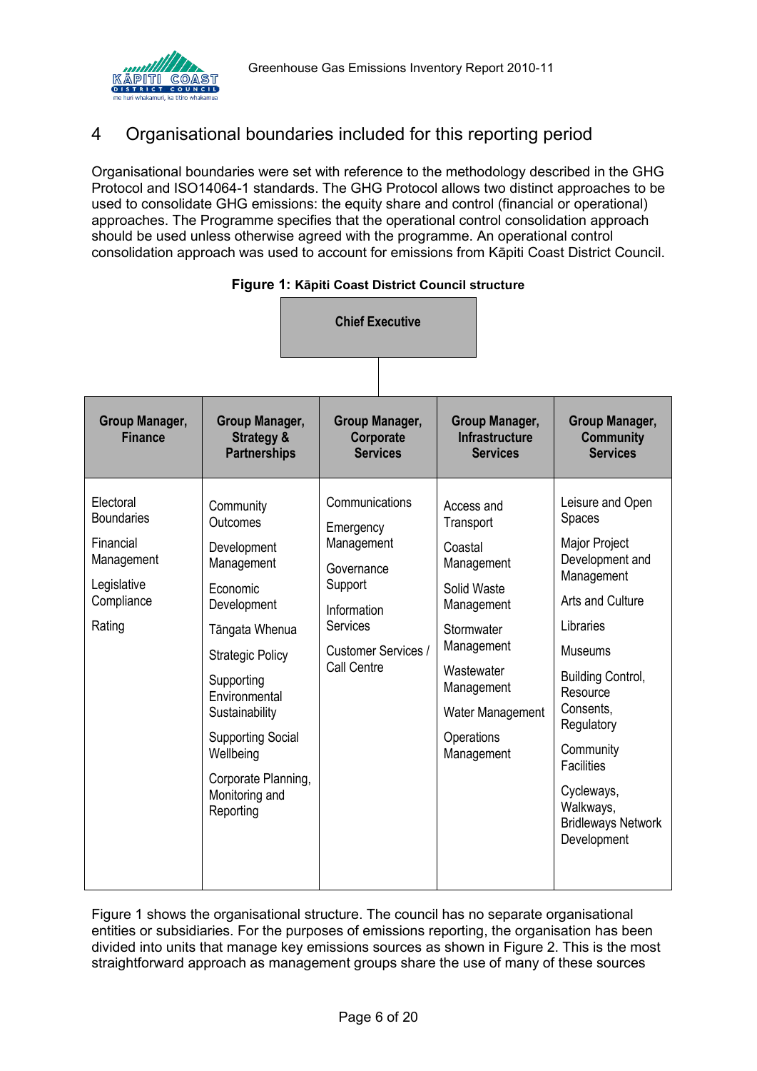## 4 Organisational boundaries included for this reporting period

Organisational boundaries were set with reference to the methodology described in the GHG Protocol and ISO14064-1 standards. The GHG Protocol allows two distinct approaches to be used to consolidate GHG emissions: the equity share and control (financial or operational) approaches. The Programme specifies that the operational control consolidation approach should be used unless otherwise agreed with the programme. An operational control consolidation approach was used to account for emissions from Kāpiti Coast District Council.

**Figure 1: Kāpiti Coast District Council structure**

**Chief Executive**

| Group Manager, Finance | Group Manager, Strategy & Partnerships | Group Manager, Corporate Services | Group Manager, Infrastructure Services | Group Manager, Community Services |
|---|---|---|---|---|
| Electoral Boundaries<br>Financial Management<br>Legislative Compliance<br>Rating | Community Outcomes<br>Development Management<br>Economic Development<br>Tāngata Whenua<br>Strategic Policy<br>Supporting Environmental Sustainability<br>Supporting Social Wellbeing<br>Corporate Planning, Monitoring and Reporting | Communications<br>Emergency Management<br>Governance Support<br>Information Services<br>Customer Services / Call Centre | Access and Transport<br>Coastal Management<br>Solid Waste Management<br>Stormwater Management<br>Wastewater Management<br>Water Management<br>Operations Management | Leisure and Open Spaces<br>Major Project Development and Management<br>Arts and Culture<br>Libraries<br>Museums<br>Building Control, Resource Consents, Regulatory<br>Community Facilities<br>Cycleways, Walkways, Bridleways Network Development |

Figure 1 shows the organisational structure. The council has no separate organisational entities or subsidiaries. For the purposes of emissions reporting, the organisation has been divided into units that manage key emissions sources as shown in Figure 2. This is the most straightforward approach as management groups share the use of many of these sources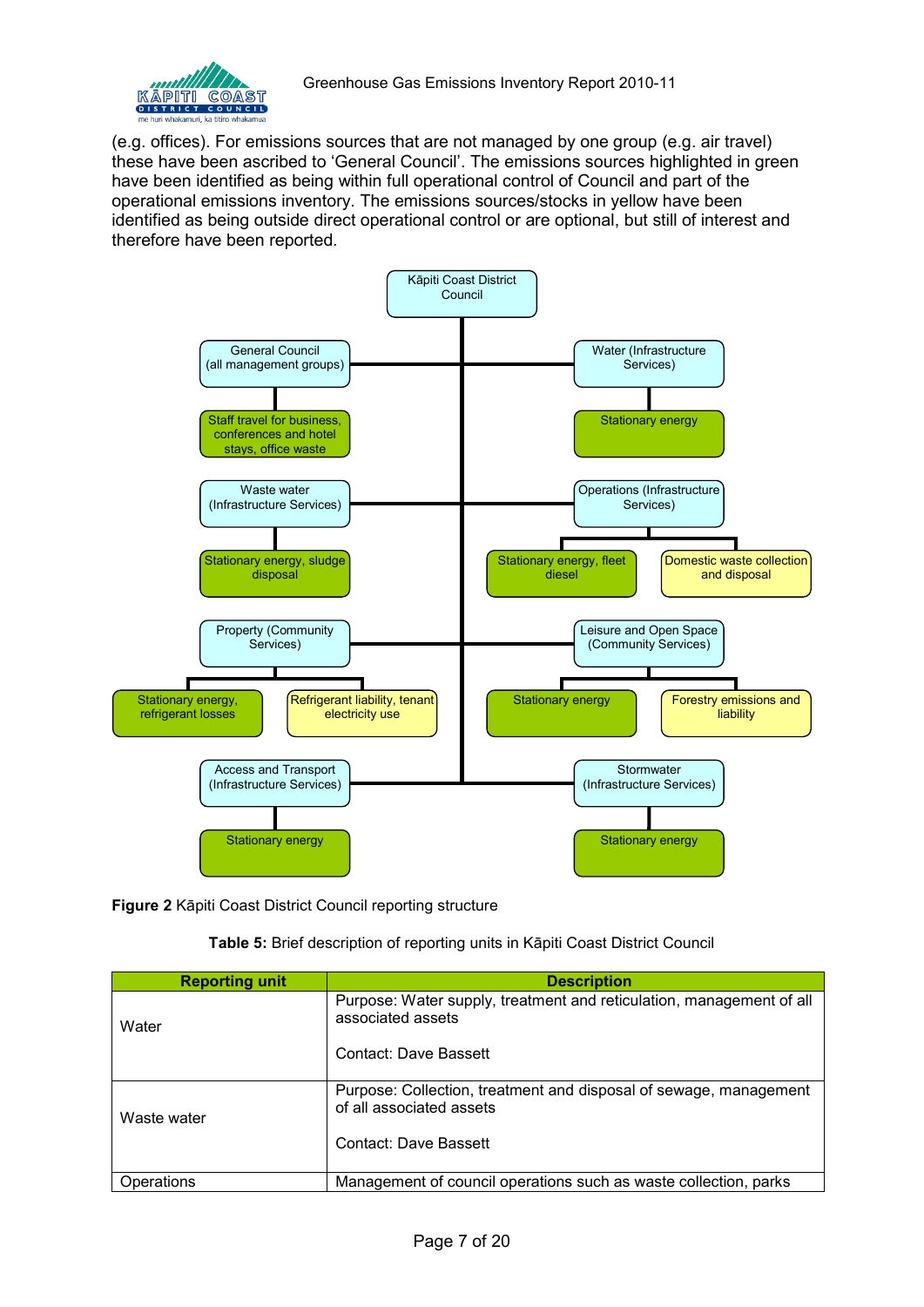(e.g. offices). For emissions sources that are not managed by one group (e.g. air travel) these have been ascribed to ‘General Council’. The emissions sources highlighted in green have been identified as being within full operational control of Council and part of the operational emissions inventory. The emissions sources/stocks in yellow have been identified as being outside direct operational control or are optional, but still of interest and therefore have been reported.

- Kāpiti Coast District Council
  - General Council (all management groups)
    - Staff travel for business, conferences and hotel stays, office waste
  - Water (Infrastructure Services)
    - Stationary energy
  - Waste water (Infrastructure Services)
    - Stationary energy, sludge disposal
  - Operations (Infrastructure Services)
    - Stationary energy, fleet diesel
    - Domestic waste collection and disposal
  - Property (Community Services)
    - Stationary energy, refrigerant losses
    - Refrigerant liability, tenant electricity use
  - Leisure and Open Space (Community Services)
    - Stationary energy
    - Forestry emissions and liability
  - Access and Transport (Infrastructure Services)
    - Stationary energy
  - Stormwater (Infrastructure Services)
    - Stationary energy

**Figure 2** Kāpiti Coast District Council reporting structure

**Table 5:** Brief description of reporting units in Kāpiti Coast District Council

| Reporting unit | Description |
|---|---|
| Water | Purpose: Water supply, treatment and reticulation, management of all associated assets<br><br>Contact: Dave Bassett |
| Waste water | Purpose: Collection, treatment and disposal of sewage, management of all associated assets<br><br>Contact: Dave Bassett |
| Operations | Management of council operations such as waste collection, parks |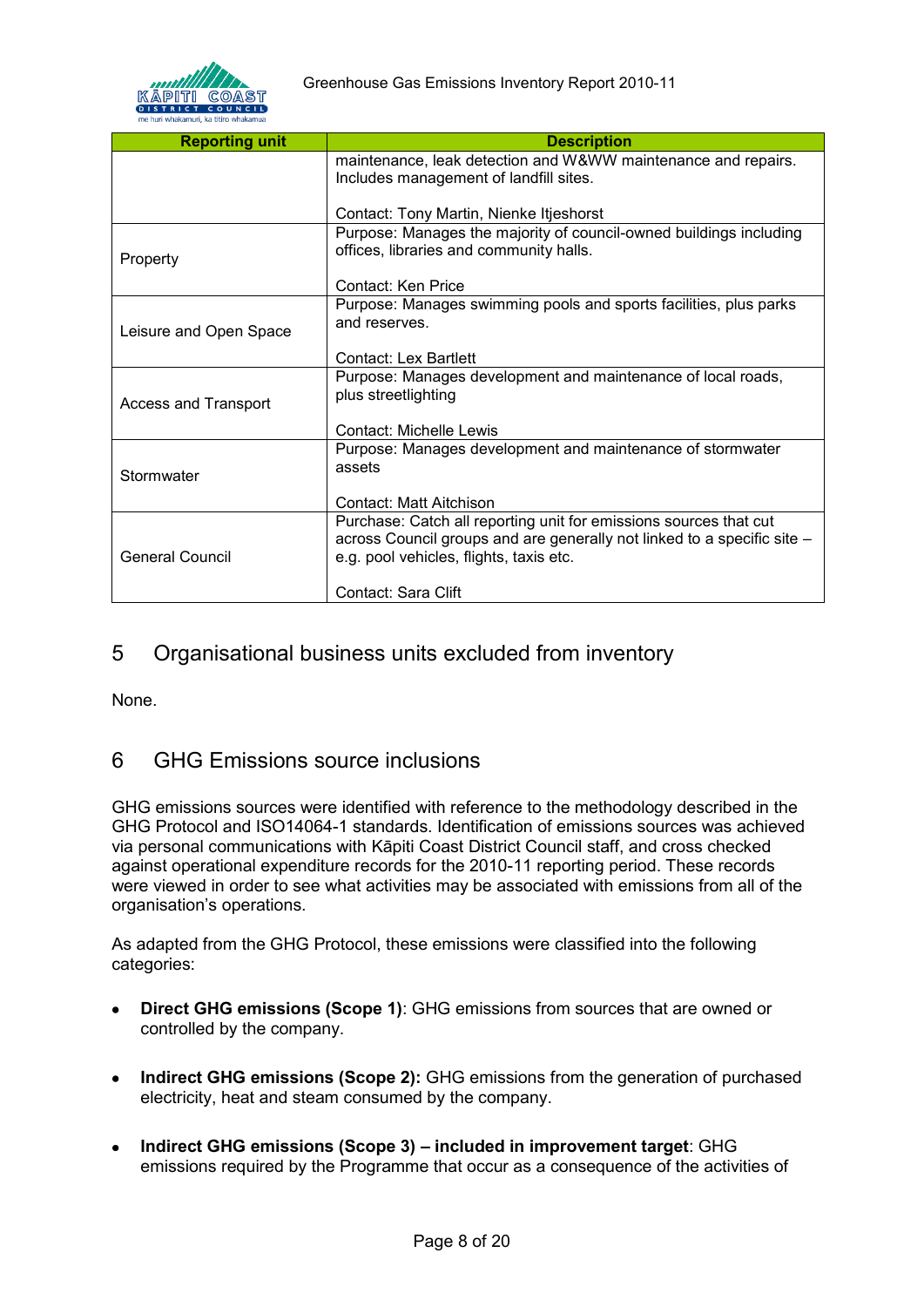| Reporting unit | Description |
| --- | --- |
| | maintenance, leak detection and W&WW maintenance and repairs. Includes management of landfill sites.<br><br>Contact: Tony Martin, Nienke Itjeshorst |
| Property | Purpose: Manages the majority of council-owned buildings including offices, libraries and community halls.<br><br>Contact: Ken Price |
| Leisure and Open Space | Purpose: Manages swimming pools and sports facilities, plus parks and reserves.<br><br>Contact: Lex Bartlett |
| Access and Transport | Purpose: Manages development and maintenance of local roads, plus streetlighting<br><br>Contact: Michelle Lewis |
| Stormwater | Purpose: Manages development and maintenance of stormwater assets<br><br>Contact: Matt Aitchison |
| General Council | Purchase: Catch all reporting unit for emissions sources that cut across Council groups and are generally not linked to a specific site – e.g. pool vehicles, flights, taxis etc.<br><br>Contact: Sara Clift |

## 5 Organisational business units excluded from inventory

None.

## 6 GHG Emissions source inclusions

GHG emissions sources were identified with reference to the methodology described in the GHG Protocol and ISO14064-1 standards. Identification of emissions sources was achieved via personal communications with Kāpiti Coast District Council staff, and cross checked against operational expenditure records for the 2010-11 reporting period. These records were viewed in order to see what activities may be associated with emissions from all of the organisation's operations.

As adapted from the GHG Protocol, these emissions were classified into the following categories:

- **Direct GHG emissions (Scope 1)**: GHG emissions from sources that are owned or controlled by the company.
- **Indirect GHG emissions (Scope 2):** GHG emissions from the generation of purchased electricity, heat and steam consumed by the company.
- **Indirect GHG emissions (Scope 3) – included in improvement target**: GHG emissions required by the Programme that occur as a consequence of the activities of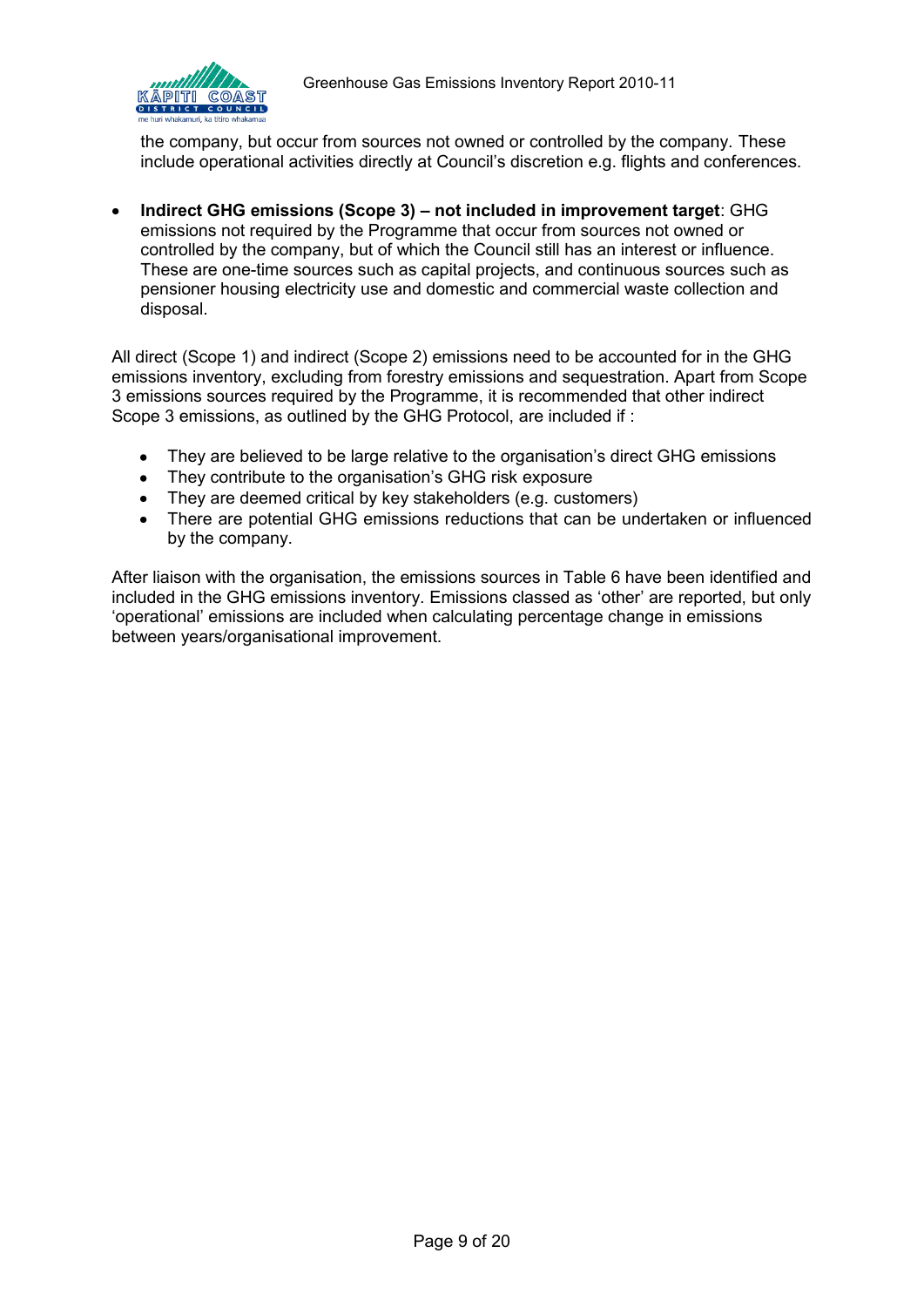the company, but occur from sources not owned or controlled by the company. These include operational activities directly at Council's discretion e.g. flights and conferences.

- **Indirect GHG emissions (Scope 3) – not included in improvement target**: GHG emissions not required by the Programme that occur from sources not owned or controlled by the company, but of which the Council still has an interest or influence. These are one-time sources such as capital projects, and continuous sources such as pensioner housing electricity use and domestic and commercial waste collection and disposal.

All direct (Scope 1) and indirect (Scope 2) emissions need to be accounted for in the GHG emissions inventory, excluding from forestry emissions and sequestration. Apart from Scope 3 emissions sources required by the Programme, it is recommended that other indirect Scope 3 emissions, as outlined by the GHG Protocol, are included if :

- They are believed to be large relative to the organisation's direct GHG emissions
- They contribute to the organisation's GHG risk exposure
- They are deemed critical by key stakeholders (e.g. customers)
- There are potential GHG emissions reductions that can be undertaken or influenced by the company.

After liaison with the organisation, the emissions sources in Table 6 have been identified and included in the GHG emissions inventory. Emissions classed as 'other' are reported, but only 'operational' emissions are included when calculating percentage change in emissions between years/organisational improvement.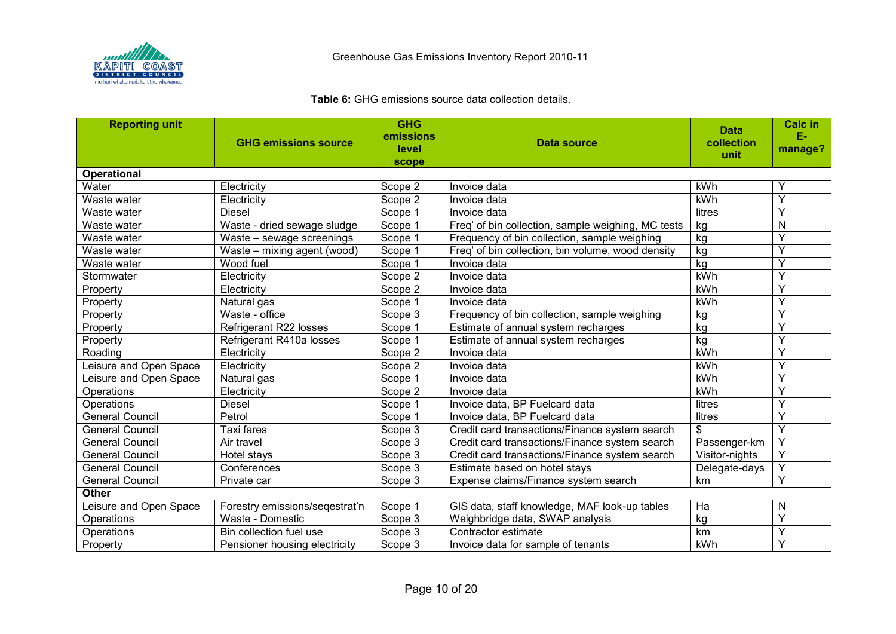**Table 6:** GHG emissions source data collection details.

| Reporting unit | GHG emissions source | GHG emissions level scope | Data source | Data collection unit | Calc in E-manage? |
|---|---|---|---|---|---|
| **Operational** | | | | | |
| Water | Electricity | Scope 2 | Invoice data | kWh | Y |
| Waste water | Electricity | Scope 2 | Invoice data | kWh | Y |
| Waste water | Diesel | Scope 1 | Invoice data | litres | Y |
| Waste water | Waste - dried sewage sludge | Scope 1 | Freq' of bin collection, sample weighing, MC tests | kg | N |
| Waste water | Waste – sewage screenings | Scope 1 | Frequency of bin collection, sample weighing | kg | Y |
| Waste water | Waste – mixing agent (wood) | Scope 1 | Freq' of bin collection, bin volume, wood density | kg | Y |
| Waste water | Wood fuel | Scope 1 | Invoice data | kg | Y |
| Stormwater | Electricity | Scope 2 | Invoice data | kWh | Y |
| Property | Electricity | Scope 2 | Invoice data | kWh | Y |
| Property | Natural gas | Scope 1 | Invoice data | kWh | Y |
| Property | Waste - office | Scope 3 | Frequency of bin collection, sample weighing | kg | Y |
| Property | Refrigerant R22 losses | Scope 1 | Estimate of annual system recharges | kg | Y |
| Property | Refrigerant R410a losses | Scope 1 | Estimate of annual system recharges | kg | Y |
| Roading | Electricity | Scope 2 | Invoice data | kWh | Y |
| Leisure and Open Space | Electricity | Scope 2 | Invoice data | kWh | Y |
| Leisure and Open Space | Natural gas | Scope 1 | Invoice data | kWh | Y |
| Operations | Electricity | Scope 2 | Invoice data | kWh | Y |
| Operations | Diesel | Scope 1 | Invoice data, BP Fuelcard data | litres | Y |
| General Council | Petrol | Scope 1 | Invoice data, BP Fuelcard data | litres | Y |
| General Council | Taxi fares | Scope 3 | Credit card transactions/Finance system search | $ | Y |
| General Council | Air travel | Scope 3 | Credit card transactions/Finance system search | Passenger-km | Y |
| General Council | Hotel stays | Scope 3 | Credit card transactions/Finance system search | Visitor-nights | Y |
| General Council | Conferences | Scope 3 | Estimate based on hotel stays | Delegate-days | Y |
| General Council | Private car | Scope 3 | Expense claims/Finance system search | km | Y |
| **Other** | | | | | |
| Leisure and Open Space | Forestry emissions/seqestrat'n | Scope 1 | GIS data, staff knowledge, MAF look-up tables | Ha | N |
| Operations | Waste - Domestic | Scope 3 | Weighbridge data, SWAP analysis | kg | Y |
| Operations | Bin collection fuel use | Scope 3 | Contractor estimate | km | Y |
| Property | Pensioner housing electricity | Scope 3 | Invoice data for sample of tenants | kWh | Y |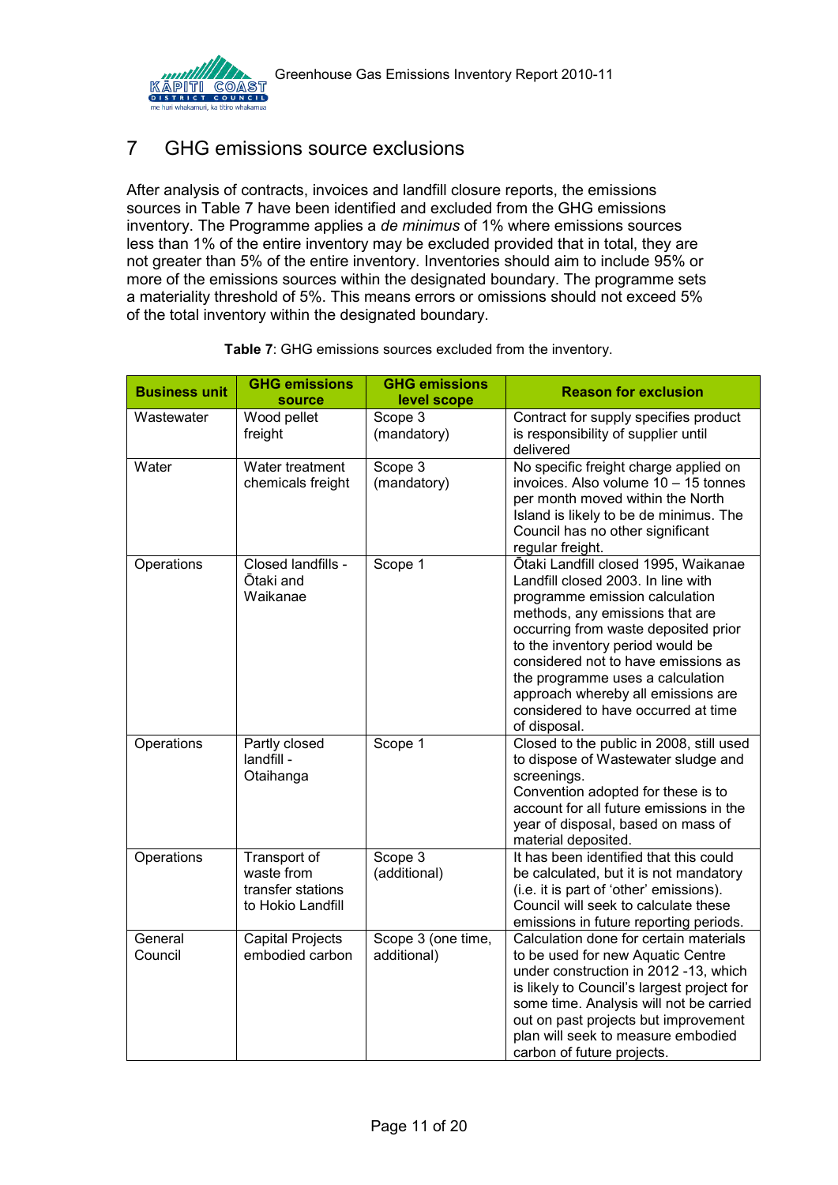# 7 GHG emissions source exclusions

After analysis of contracts, invoices and landfill closure reports, the emissions sources in Table 7 have been identified and excluded from the GHG emissions inventory. The Programme applies a *de minimus* of 1% where emissions sources less than 1% of the entire inventory may be excluded provided that in total, they are not greater than 5% of the entire inventory. Inventories should aim to include 95% or more of the emissions sources within the designated boundary. The programme sets a materiality threshold of 5%. This means errors or omissions should not exceed 5% of the total inventory within the designated boundary.

**Table 7**: GHG emissions sources excluded from the inventory.

| Business unit | GHG emissions source | GHG emissions level scope | Reason for exclusion |
| --- | --- | --- | --- |
| Wastewater | Wood pellet freight | Scope 3 (mandatory) | Contract for supply specifies product is responsibility of supplier until delivered |
| Water | Water treatment chemicals freight | Scope 3 (mandatory) | No specific freight charge applied on invoices. Also volume 10 – 15 tonnes per month moved within the North Island is likely to be de minimus. The Council has no other significant regular freight. |
| Operations | Closed landfills - Ōtaki and Waikanae | Scope 1 | Ōtaki Landfill closed 1995, Waikanae Landfill closed 2003. In line with programme emission calculation methods, any emissions that are occurring from waste deposited prior to the inventory period would be considered not to have emissions as the programme uses a calculation approach whereby all emissions are considered to have occurred at time of disposal. |
| Operations | Partly closed landfill - Otaihanga | Scope 1 | Closed to the public in 2008, still used to dispose of Wastewater sludge and screenings.<br>Convention adopted for these is to account for all future emissions in the year of disposal, based on mass of material deposited. |
| Operations | Transport of waste from transfer stations to Hokio Landfill | Scope 3 (additional) | It has been identified that this could be calculated, but it is not mandatory (i.e. it is part of 'other' emissions). Council will seek to calculate these emissions in future reporting periods. |
| General Council | Capital Projects embodied carbon | Scope 3 (one time, additional) | Calculation done for certain materials to be used for new Aquatic Centre under construction in 2012 -13, which is likely to Council's largest project for some time. Analysis will not be carried out on past projects but improvement plan will seek to measure embodied carbon of future projects. |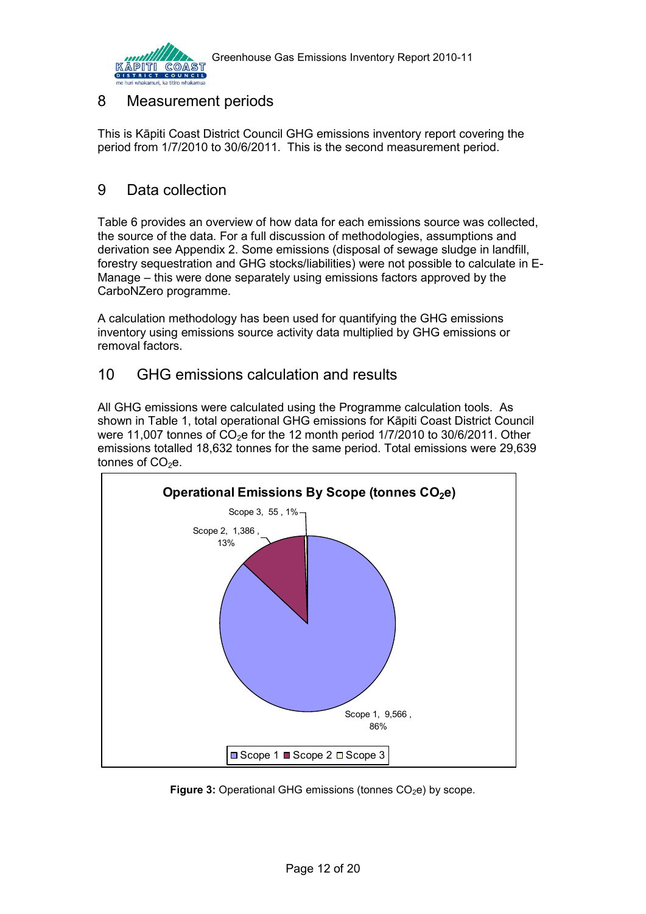## 8 Measurement periods

This is Kāpiti Coast District Council GHG emissions inventory report covering the period from 1/7/2010 to 30/6/2011. This is the second measurement period.

## 9 Data collection

Table 6 provides an overview of how data for each emissions source was collected, the source of the data. For a full discussion of methodologies, assumptions and derivation see Appendix 2. Some emissions (disposal of sewage sludge in landfill, forestry sequestration and GHG stocks/liabilities) were not possible to calculate in E-Manage – this were done separately using emissions factors approved by the CarboNZero programme.

A calculation methodology has been used for quantifying the GHG emissions inventory using emissions source activity data multiplied by GHG emissions or removal factors.

## 10 GHG emissions calculation and results

All GHG emissions were calculated using the Programme calculation tools. As shown in Table 1, total operational GHG emissions for Kāpiti Coast District Council were 11,007 tonnes of $CO_2e$ for the 12 month period 1/7/2010 to 30/6/2011. Other emissions totalled 18,632 tonnes for the same period. Total emissions were 29,639 tonnes of $CO_2e$.

**Operational Emissions By Scope (tonnes $CO_2e$)**

| Scope | tonnes $CO_2e$ | % |
|---|---|---|
| Scope 1 | 9,566 | 86% |
| Scope 2 | 1,386 | 13% |
| Scope 3 | 55 | 1% |

**Figure 3:** Operational GHG emissions (tonnes $CO_2e$) by scope.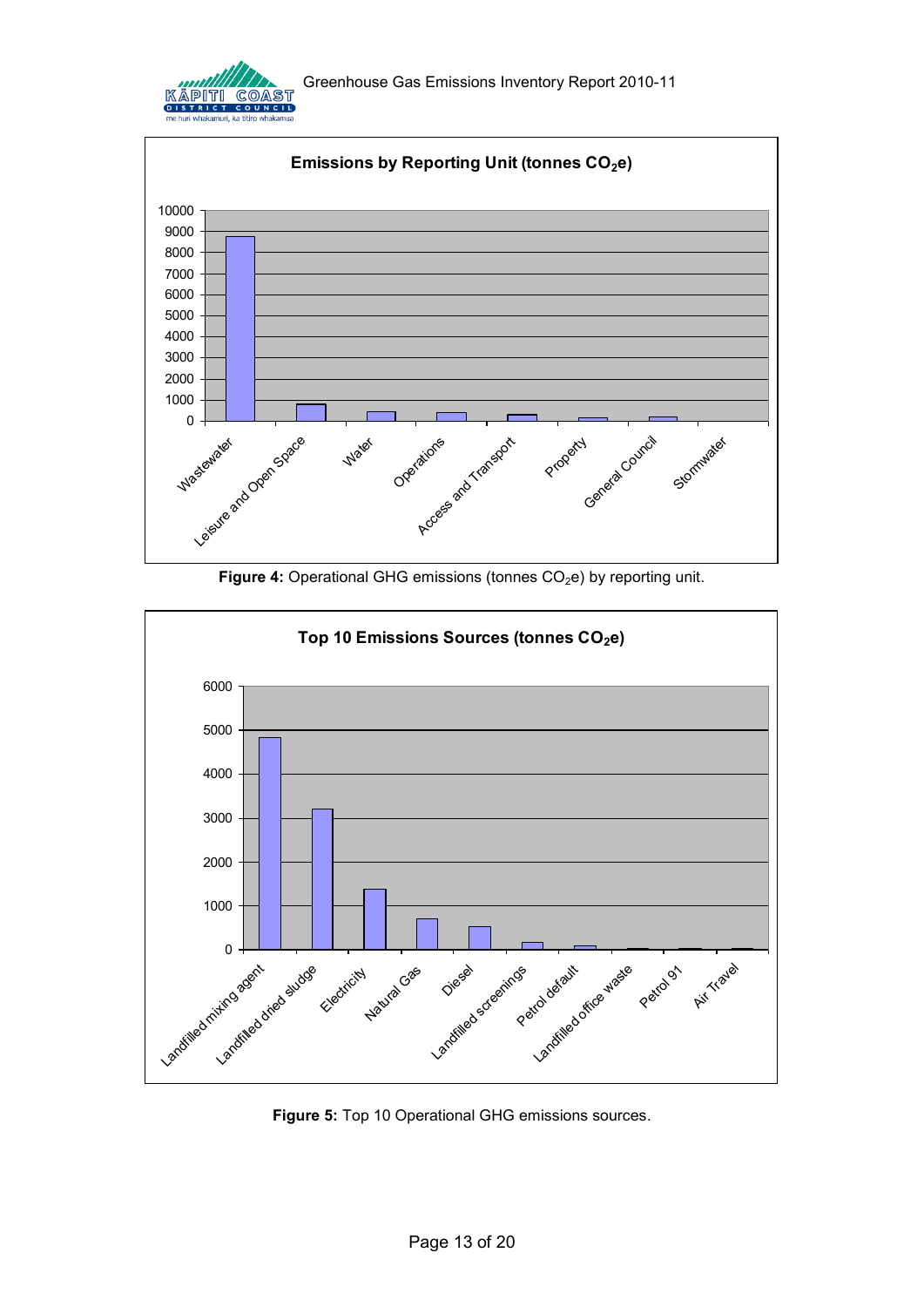**Emissions by Reporting Unit (tonnes $CO_2$e)**

**Figure 4:** Operational GHG emissions (tonnes $CO_2$e) by reporting unit.

**Top 10 Emissions Sources (tonnes $CO_2$e)**

**Figure 5:** Top 10 Operational GHG emissions sources.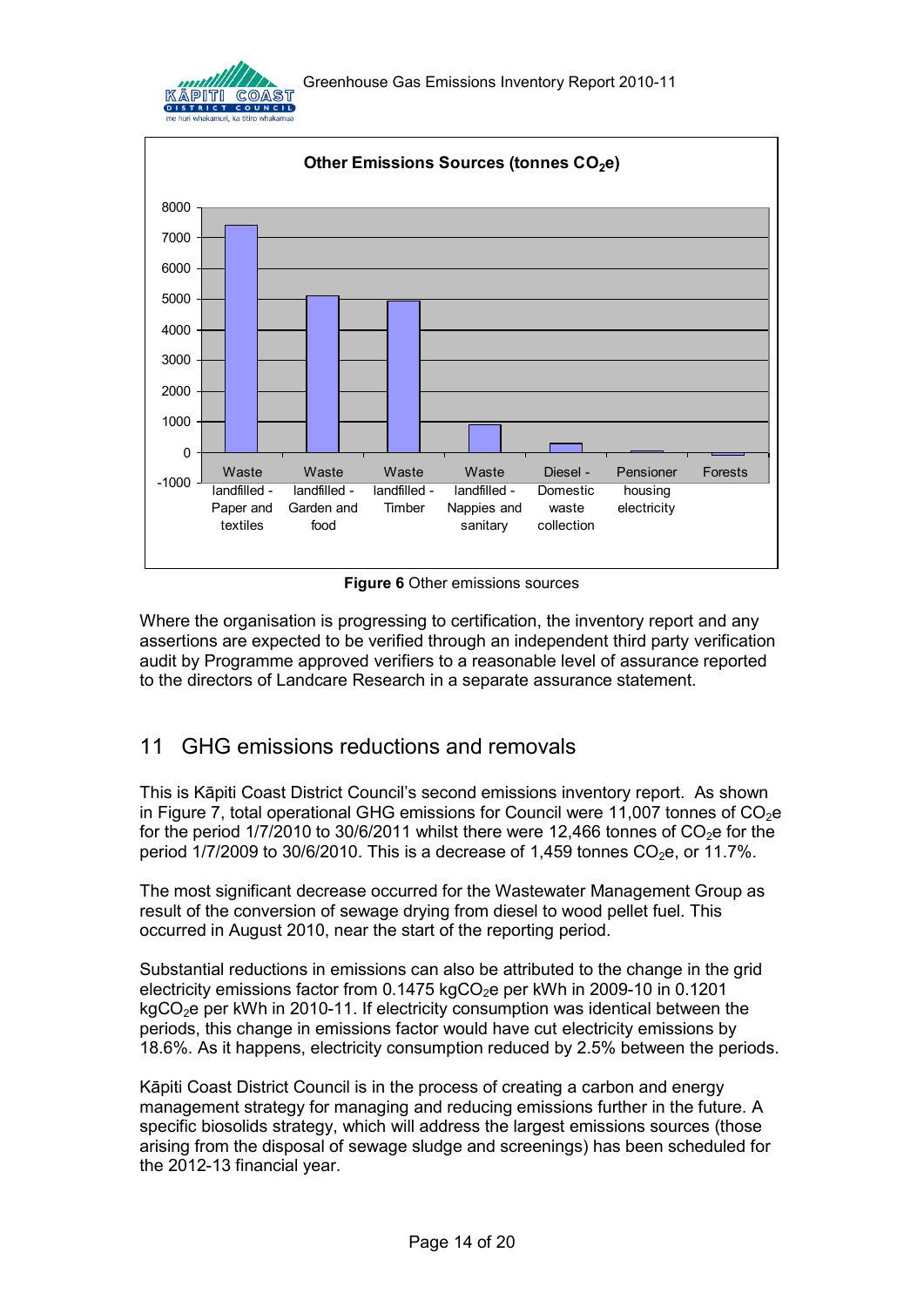**Other Emissions Sources (tonnes $CO_2e$)**

| Source | Approx. tonnes $CO_2e$ |
|---|---|
| Waste landfilled - Paper and textiles | ~7400 |
| Waste landfilled - Garden and food | ~5100 |
| Waste landfilled - Timber | ~4950 |
| Waste landfilled - Nappies and sanitary | ~900 |
| Diesel - Domestic waste collection | ~300 |
| Pensioner housing electricity | ~50 |
| Forests | ~-50 |

**Figure 6** Other emissions sources

Where the organisation is progressing to certification, the inventory report and any assertions are expected to be verified through an independent third party verification audit by Programme approved verifiers to a reasonable level of assurance reported to the directors of Landcare Research in a separate assurance statement.

## 11 GHG emissions reductions and removals

This is Kāpiti Coast District Council's second emissions inventory report. As shown in Figure 7, total operational GHG emissions for Council were 11,007 tonnes of $CO_2e$ for the period 1/7/2010 to 30/6/2011 whilst there were 12,466 tonnes of $CO_2e$ for the period 1/7/2009 to 30/6/2010. This is a decrease of 1,459 tonnes $CO_2e$, or 11.7%.

The most significant decrease occurred for the Wastewater Management Group as result of the conversion of sewage drying from diesel to wood pellet fuel. This occurred in August 2010, near the start of the reporting period.

Substantial reductions in emissions can also be attributed to the change in the grid electricity emissions factor from 0.1475 kg$CO_2e$ per kWh in 2009-10 in 0.1201 kg$CO_2e$ per kWh in 2010-11. If electricity consumption was identical between the periods, this change in emissions factor would have cut electricity emissions by 18.6%. As it happens, electricity consumption reduced by 2.5% between the periods.

Kāpiti Coast District Council is in the process of creating a carbon and energy management strategy for managing and reducing emissions further in the future. A specific biosolids strategy, which will address the largest emissions sources (those arising from the disposal of sewage sludge and screenings) has been scheduled for the 2012-13 financial year.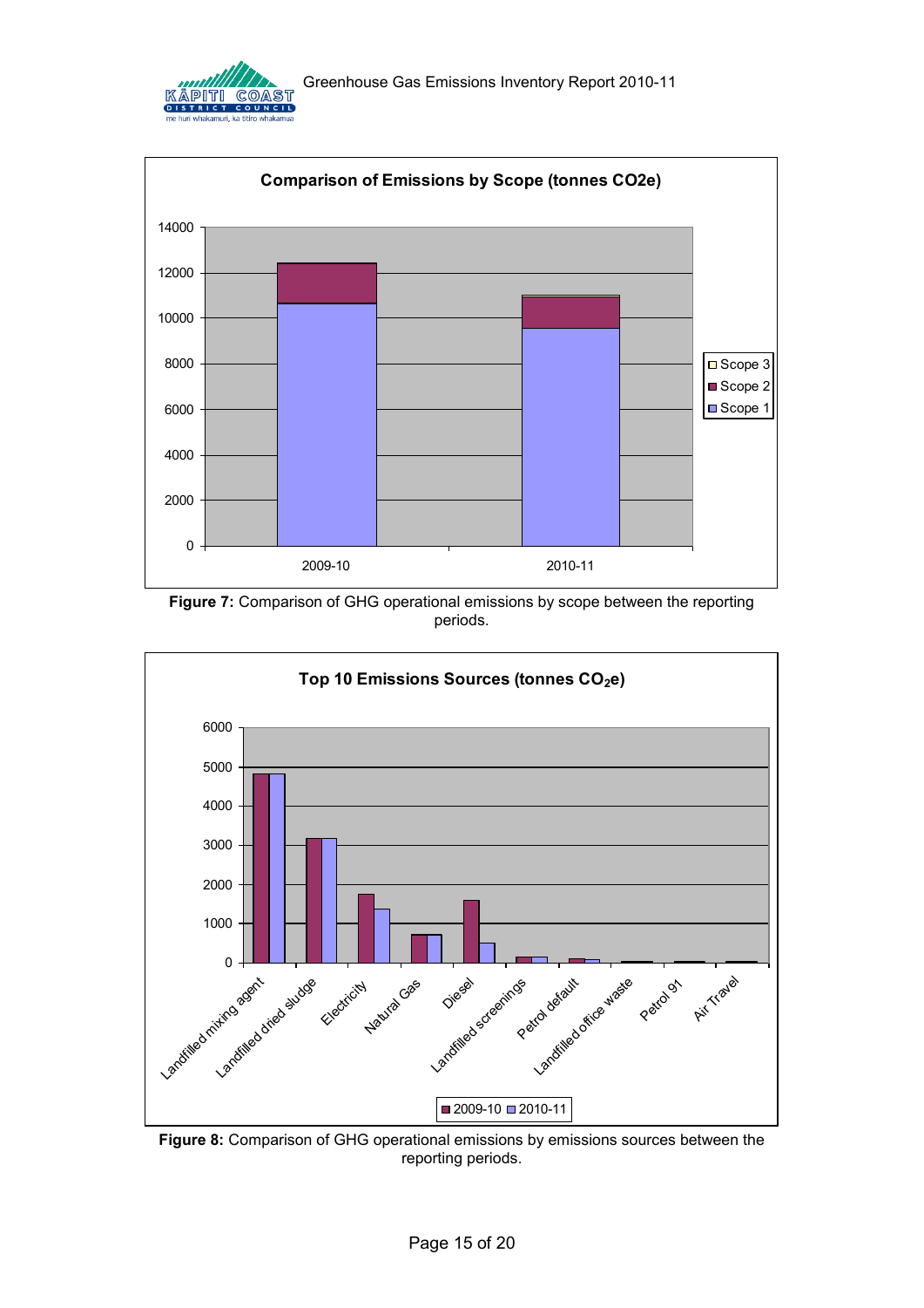**Figure 7:** Comparison of GHG operational emissions by scope between the reporting periods.

**Figure 8:** Comparison of GHG operational emissions by emissions sources between the reporting periods.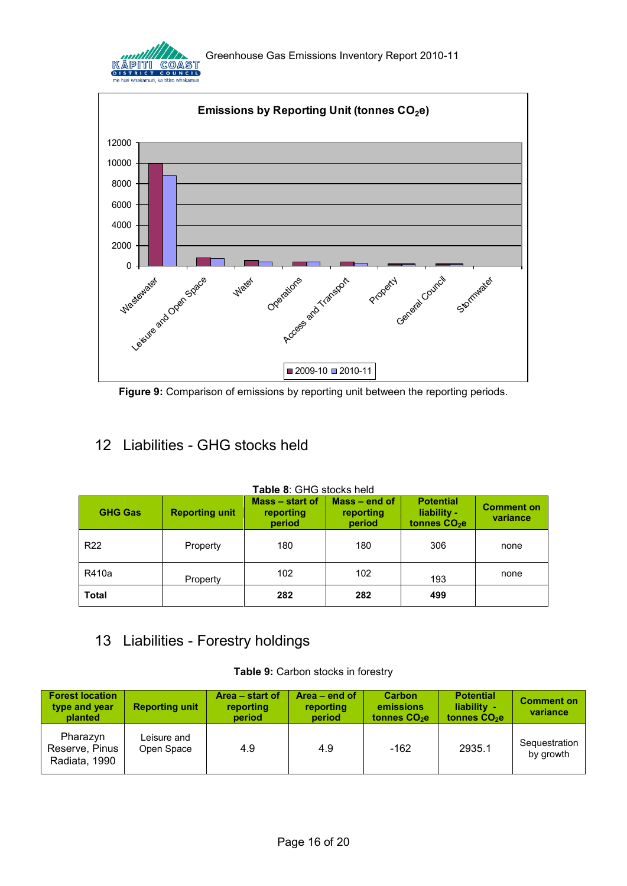**Figure 9:** Comparison of emissions by reporting unit between the reporting periods.

## 12 Liabilities - GHG stocks held

**Table 8**: GHG stocks held

| GHG Gas | Reporting unit | Mass – start of reporting period | Mass – end of reporting period | Potential liability - tonnes $CO_2e$ | Comment on variance |
|---|---|---|---|---|---|
| R22 | Property | 180 | 180 | 306 | none |
| R410a | Property | 102 | 102 | 193 | none |
| **Total** | | **282** | **282** | **499** | |

## 13 Liabilities - Forestry holdings

**Table 9:** Carbon stocks in forestry

| Forest location type and year planted | Reporting unit | Area – start of reporting period | Area – end of reporting period | Carbon emissions tonnes $CO_2e$ | Potential liability - tonnes $CO_2e$ | Comment on variance |
|---|---|---|---|---|---|---|
| Pharazyn Reserve, Pinus Radiata, 1990 | Leisure and Open Space | 4.9 | 4.9 | -162 | 2935.1 | Sequestration by growth |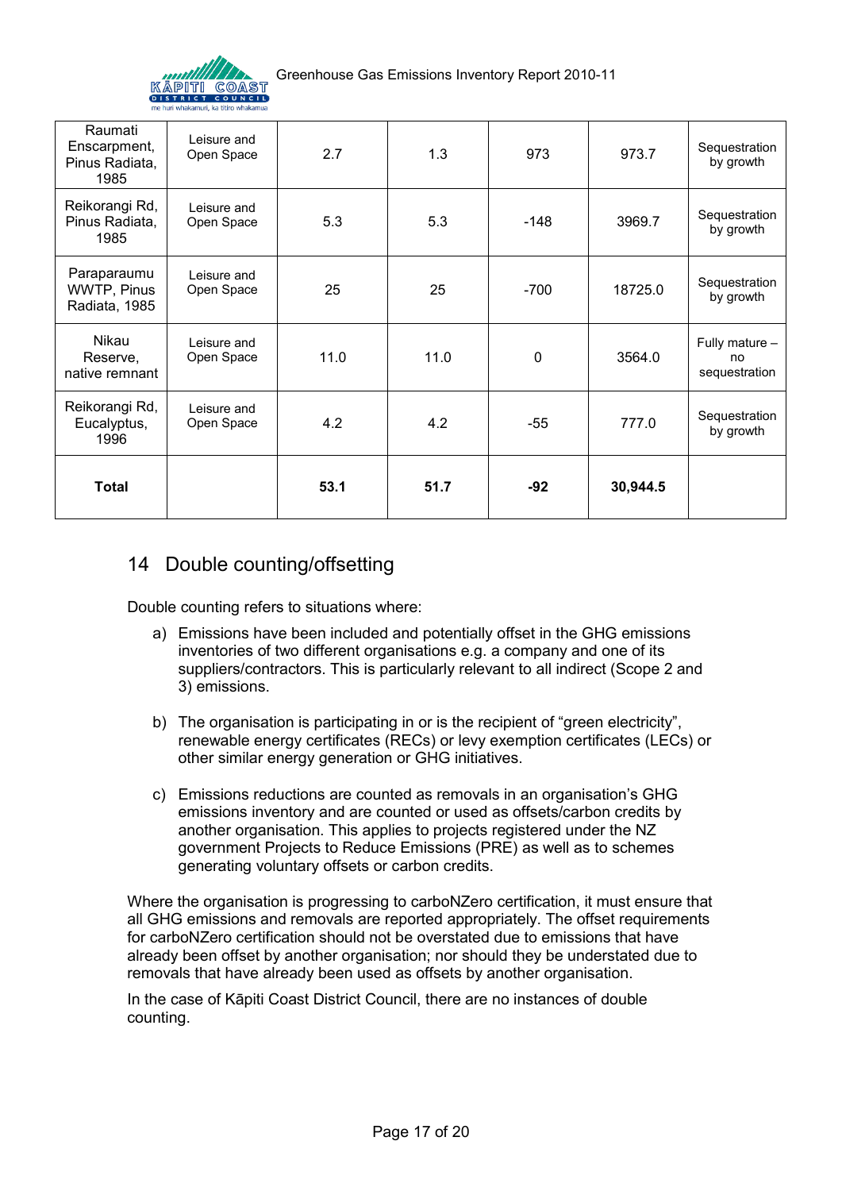| Raumati Enscarpment, Pinus Radiata, 1985 | Leisure and Open Space | 2.7 | 1.3 | 973 | 973.7 | Sequestration by growth |
|---|---|---|---|---|---|---|
| Reikorangi Rd, Pinus Radiata, 1985 | Leisure and Open Space | 5.3 | 5.3 | -148 | 3969.7 | Sequestration by growth |
| Paraparaumu WWTP, Pinus Radiata, 1985 | Leisure and Open Space | 25 | 25 | -700 | 18725.0 | Sequestration by growth |
| Nikau Reserve, native remnant | Leisure and Open Space | 11.0 | 11.0 | 0 | 3564.0 | Fully mature – no sequestration |
| Reikorangi Rd, Eucalyptus, 1996 | Leisure and Open Space | 4.2 | 4.2 | -55 | 777.0 | Sequestration by growth |
| **Total** | | **53.1** | **51.7** | **-92** | **30,944.5** | |

## 14 Double counting/offsetting

Double counting refers to situations where:

a) Emissions have been included and potentially offset in the GHG emissions inventories of two different organisations e.g. a company and one of its suppliers/contractors. This is particularly relevant to all indirect (Scope 2 and 3) emissions.

b) The organisation is participating in or is the recipient of "green electricity", renewable energy certificates (RECs) or levy exemption certificates (LECs) or other similar energy generation or GHG initiatives.

c) Emissions reductions are counted as removals in an organisation's GHG emissions inventory and are counted or used as offsets/carbon credits by another organisation. This applies to projects registered under the NZ government Projects to Reduce Emissions (PRE) as well as to schemes generating voluntary offsets or carbon credits.

Where the organisation is progressing to carboNZero certification, it must ensure that all GHG emissions and removals are reported appropriately. The offset requirements for carboNZero certification should not be overstated due to emissions that have already been offset by another organisation; nor should they be understated due to removals that have already been used as offsets by another organisation.

In the case of Kāpiti Coast District Council, there are no instances of double counting.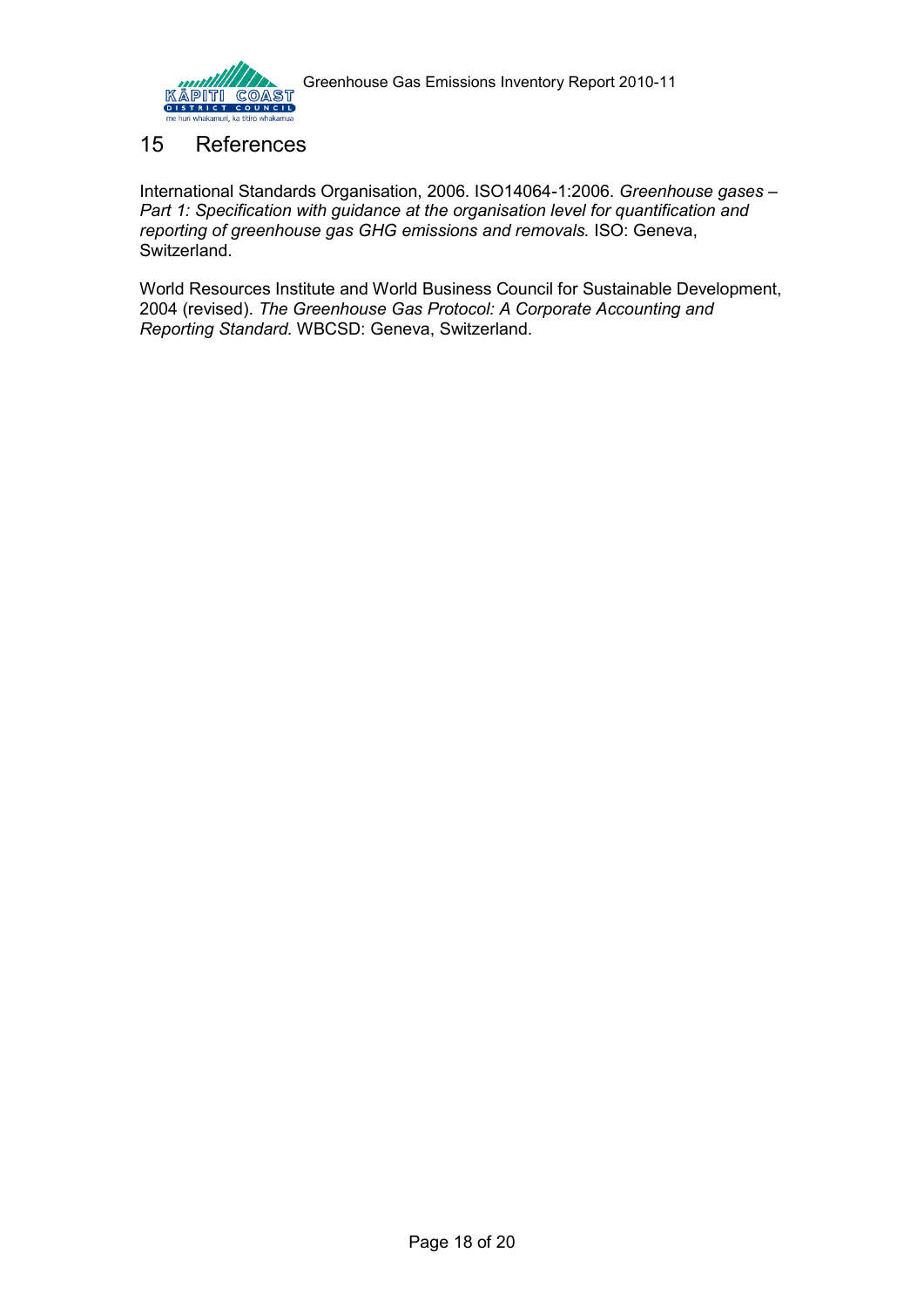# 15 References

International Standards Organisation, 2006. ISO14064-1:2006. *Greenhouse gases – Part 1: Specification with guidance at the organisation level for quantification and reporting of greenhouse gas GHG emissions and removals.* ISO: Geneva, Switzerland.

World Resources Institute and World Business Council for Sustainable Development, 2004 (revised). *The Greenhouse Gas Protocol: A Corporate Accounting and Reporting Standard.* WBCSD: Geneva, Switzerland.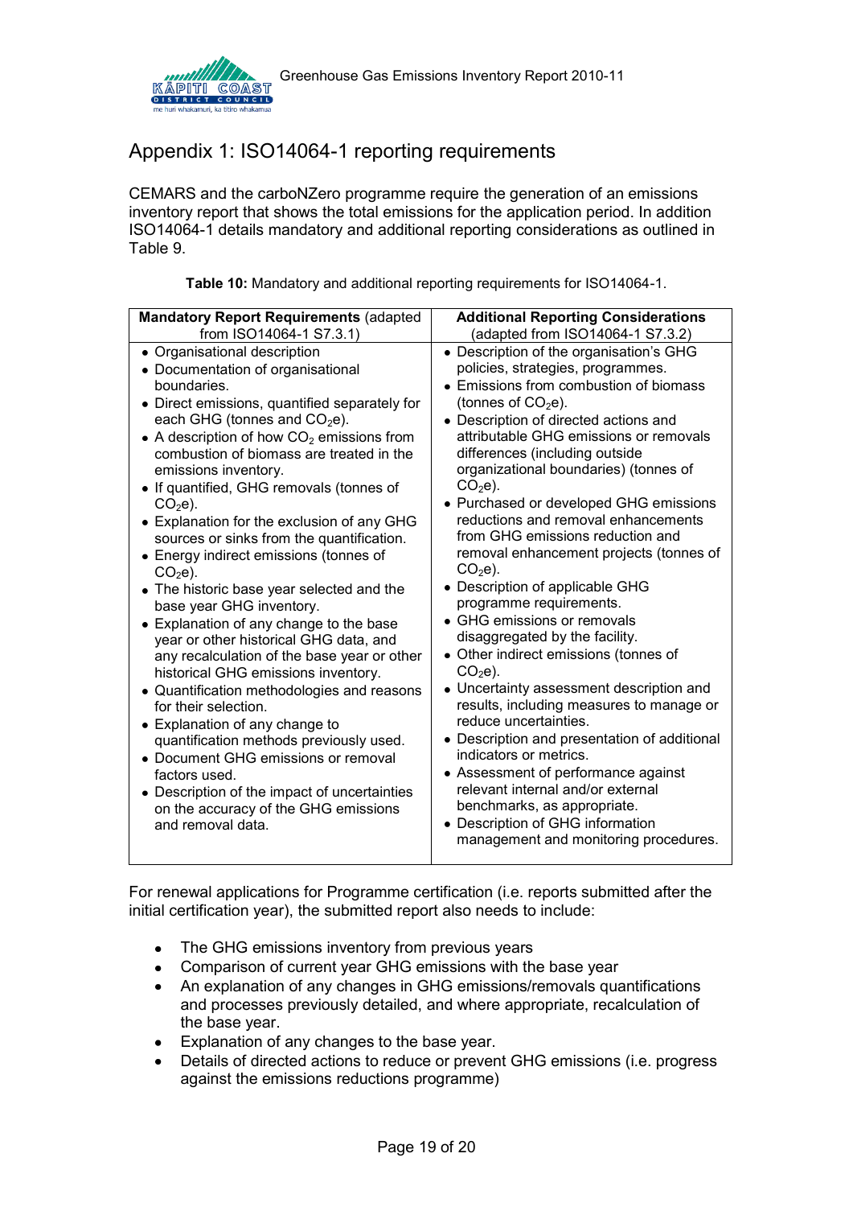# Appendix 1: ISO14064-1 reporting requirements

CEMARS and the carboNZero programme require the generation of an emissions inventory report that shows the total emissions for the application period. In addition ISO14064-1 details mandatory and additional reporting considerations as outlined in Table 9.

**Table 10:** Mandatory and additional reporting requirements for ISO14064-1.

| **Mandatory Report Requirements** (adapted from ISO14064-1 S7.3.1) | **Additional Reporting Considerations** (adapted from ISO14064-1 S7.3.2) |
|---|---|
| • Organisational description<br>• Documentation of organisational boundaries.<br>• Direct emissions, quantified separately for each GHG (tonnes and $CO_2$e).<br>• A description of how $CO_2$ emissions from combustion of biomass are treated in the emissions inventory.<br>• If quantified, GHG removals (tonnes of $CO_2$e).<br>• Explanation for the exclusion of any GHG sources or sinks from the quantification.<br>• Energy indirect emissions (tonnes of $CO_2$e).<br>• The historic base year selected and the base year GHG inventory.<br>• Explanation of any change to the base year or other historical GHG data, and any recalculation of the base year or other historical GHG emissions inventory.<br>• Quantification methodologies and reasons for their selection.<br>• Explanation of any change to quantification methods previously used.<br>• Document GHG emissions or removal factors used.<br>• Description of the impact of uncertainties on the accuracy of the GHG emissions and removal data. | • Description of the organisation's GHG policies, strategies, programmes.<br>• Emissions from combustion of biomass (tonnes of $CO_2$e).<br>• Description of directed actions and attributable GHG emissions or removals differences (including outside organizational boundaries) (tonnes of $CO_2$e).<br>• Purchased or developed GHG emissions reductions and removal enhancements from GHG emissions reduction and removal enhancement projects (tonnes of $CO_2$e).<br>• Description of applicable GHG programme requirements.<br>• GHG emissions or removals disaggregated by the facility.<br>• Other indirect emissions (tonnes of $CO_2$e).<br>• Uncertainty assessment description and results, including measures to manage or reduce uncertainties.<br>• Description and presentation of additional indicators or metrics.<br>• Assessment of performance against relevant internal and/or external benchmarks, as appropriate.<br>• Description of GHG information management and monitoring procedures. |

For renewal applications for Programme certification (i.e. reports submitted after the initial certification year), the submitted report also needs to include:

- The GHG emissions inventory from previous years
- Comparison of current year GHG emissions with the base year
- An explanation of any changes in GHG emissions/removals quantifications and processes previously detailed, and where appropriate, recalculation of the base year.
- Explanation of any changes to the base year.
- Details of directed actions to reduce or prevent GHG emissions (i.e. progress against the emissions reductions programme)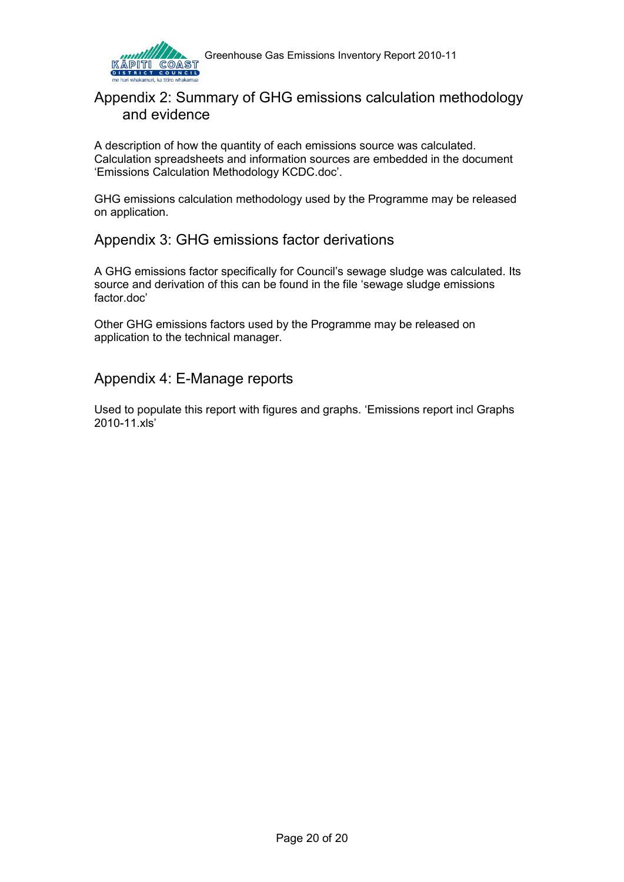## Appendix 2: Summary of GHG emissions calculation methodology and evidence

A description of how the quantity of each emissions source was calculated. Calculation spreadsheets and information sources are embedded in the document 'Emissions Calculation Methodology KCDC.doc'.

GHG emissions calculation methodology used by the Programme may be released on application.

## Appendix 3: GHG emissions factor derivations

A GHG emissions factor specifically for Council's sewage sludge was calculated. Its source and derivation of this can be found in the file 'sewage sludge emissions factor.doc'

Other GHG emissions factors used by the Programme may be released on application to the technical manager.

## Appendix 4: E-Manage reports

Used to populate this report with figures and graphs. 'Emissions report incl Graphs 2010-11.xls'